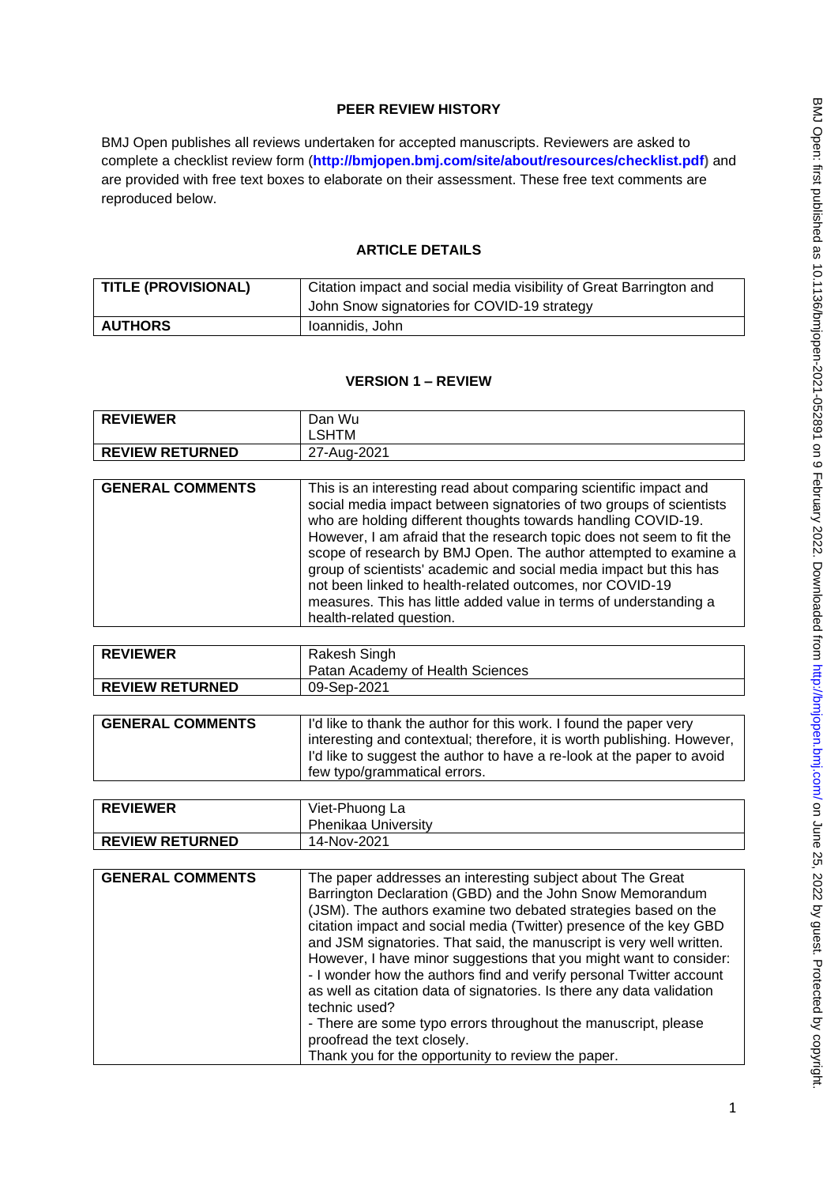## PEER REVIEW HISTORY

BMJ Open publishes all reviews undertaken for accepted manuscripts. Reviewers are asked to complete a checklist review form (**http://bmjopen.bmj.com/site/about/resources/checklist.pdf**) and are provided with free text boxes to elaborate on their assessment. These free text comments are reproduced below.

## ARTICLE DETAILS

| **TITLE (PROVISIONAL)** | Citation impact and social media visibility of Great Barrington and John Snow signatories for COVID-19 strategy |
|---|---|
| **AUTHORS** | Ioannidis, John |

## VERSION 1 – REVIEW

| **REVIEWER** | Dan Wu<br>LSHTM |
|---|---|
| **REVIEW RETURNED** | 27-Aug-2021 |

| **GENERAL COMMENTS** | This is an interesting read about comparing scientific impact and social media impact between signatories of two groups of scientists who are holding different thoughts towards handling COVID-19. However, I am afraid that the research topic does not seem to fit the scope of research by BMJ Open. The author attempted to examine a group of scientists' academic and social media impact but this has not been linked to health-related outcomes, nor COVID-19 measures. This has little added value in terms of understanding a health-related question. |
|---|---|

| **REVIEWER** | Rakesh Singh<br>Patan Academy of Health Sciences |
|---|---|
| **REVIEW RETURNED** | 09-Sep-2021 |

| **GENERAL COMMENTS** | I'd like to thank the author for this work. I found the paper very interesting and contextual; therefore, it is worth publishing. However, I'd like to suggest the author to have a re-look at the paper to avoid few typo/grammatical errors. |
|---|---|

| **REVIEWER** | Viet-Phuong La<br>Phenikaa University |
|---|---|
| **REVIEW RETURNED** | 14-Nov-2021 |

| **GENERAL COMMENTS** | The paper addresses an interesting subject about The Great Barrington Declaration (GBD) and the John Snow Memorandum (JSM). The authors examine two debated strategies based on the citation impact and social media (Twitter) presence of the key GBD and JSM signatories. That said, the manuscript is very well written. However, I have minor suggestions that you might want to consider:<br>- I wonder how the authors find and verify personal Twitter account as well as citation data of signatories. Is there any data validation technic used?<br>- There are some typo errors throughout the manuscript, please proofread the text closely.<br>Thank you for the opportunity to review the paper. |
|---|---|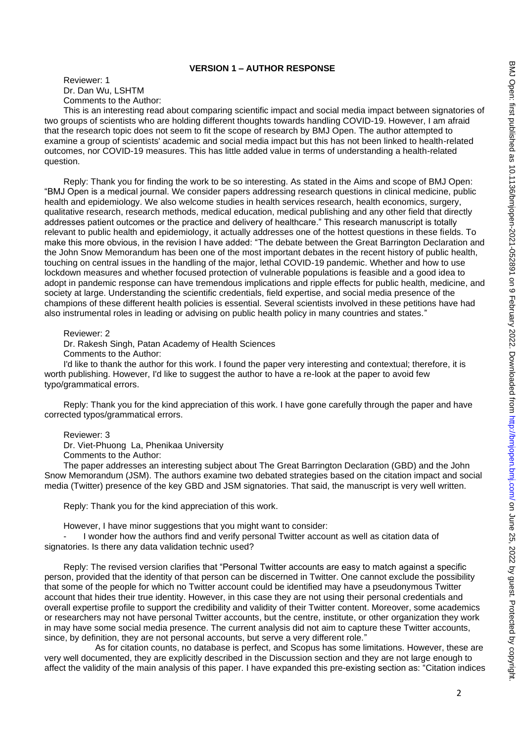**VERSION 1 – AUTHOR RESPONSE**

Reviewer: 1
Dr. Dan Wu, LSHTM
Comments to the Author:

This is an interesting read about comparing scientific impact and social media impact between signatories of two groups of scientists who are holding different thoughts towards handling COVID-19. However, I am afraid that the research topic does not seem to fit the scope of research by BMJ Open. The author attempted to examine a group of scientists' academic and social media impact but this has not been linked to health-related outcomes, nor COVID-19 measures. This has little added value in terms of understanding a health-related question.

Reply: Thank you for finding the work to be so interesting. As stated in the Aims and scope of BMJ Open: "BMJ Open is a medical journal. We consider papers addressing research questions in clinical medicine, public health and epidemiology. We also welcome studies in health services research, health economics, surgery, qualitative research, research methods, medical education, medical publishing and any other field that directly addresses patient outcomes or the practice and delivery of healthcare." This research manuscript is totally relevant to public health and epidemiology, it actually addresses one of the hottest questions in these fields. To make this more obvious, in the revision I have added: "The debate between the Great Barrington Declaration and the John Snow Memorandum has been one of the most important debates in the recent history of public health, touching on central issues in the handling of the major, lethal COVID-19 pandemic. Whether and how to use lockdown measures and whether focused protection of vulnerable populations is feasible and a good idea to adopt in pandemic response can have tremendous implications and ripple effects for public health, medicine, and society at large. Understanding the scientific credentials, field expertise, and social media presence of the champions of these different health policies is essential. Several scientists involved in these petitions have had also instrumental roles in leading or advising on public health policy in many countries and states."

Reviewer: 2
Dr. Rakesh Singh, Patan Academy of Health Sciences
Comments to the Author:

I'd like to thank the author for this work. I found the paper very interesting and contextual; therefore, it is worth publishing. However, I'd like to suggest the author to have a re-look at the paper to avoid few typo/grammatical errors.

Reply: Thank you for the kind appreciation of this work. I have gone carefully through the paper and have corrected typos/grammatical errors.

Reviewer: 3
Dr. Viet-Phuong La, Phenikaa University
Comments to the Author:

The paper addresses an interesting subject about The Great Barrington Declaration (GBD) and the John Snow Memorandum (JSM). The authors examine two debated strategies based on the citation impact and social media (Twitter) presence of the key GBD and JSM signatories. That said, the manuscript is very well written.

Reply: Thank you for the kind appreciation of this work.

However, I have minor suggestions that you might want to consider:

- I wonder how the authors find and verify personal Twitter account as well as citation data of signatories. Is there any data validation technic used?

Reply: The revised version clarifies that "Personal Twitter accounts are easy to match against a specific person, provided that the identity of that person can be discerned in Twitter. One cannot exclude the possibility that some of the people for which no Twitter account could be identified may have a pseudonymous Twitter account that hides their true identity. However, in this case they are not using their personal credentials and overall expertise profile to support the credibility and validity of their Twitter content. Moreover, some academics or researchers may not have personal Twitter accounts, but the centre, institute, or other organization they work in may have some social media presence. The current analysis did not aim to capture these Twitter accounts, since, by definition, they are not personal accounts, but serve a very different role."

As for citation counts, no database is perfect, and Scopus has some limitations. However, these are very well documented, they are explicitly described in the Discussion section and they are not large enough to affect the validity of the main analysis of this paper. I have expanded this pre-existing section as: "Citation indices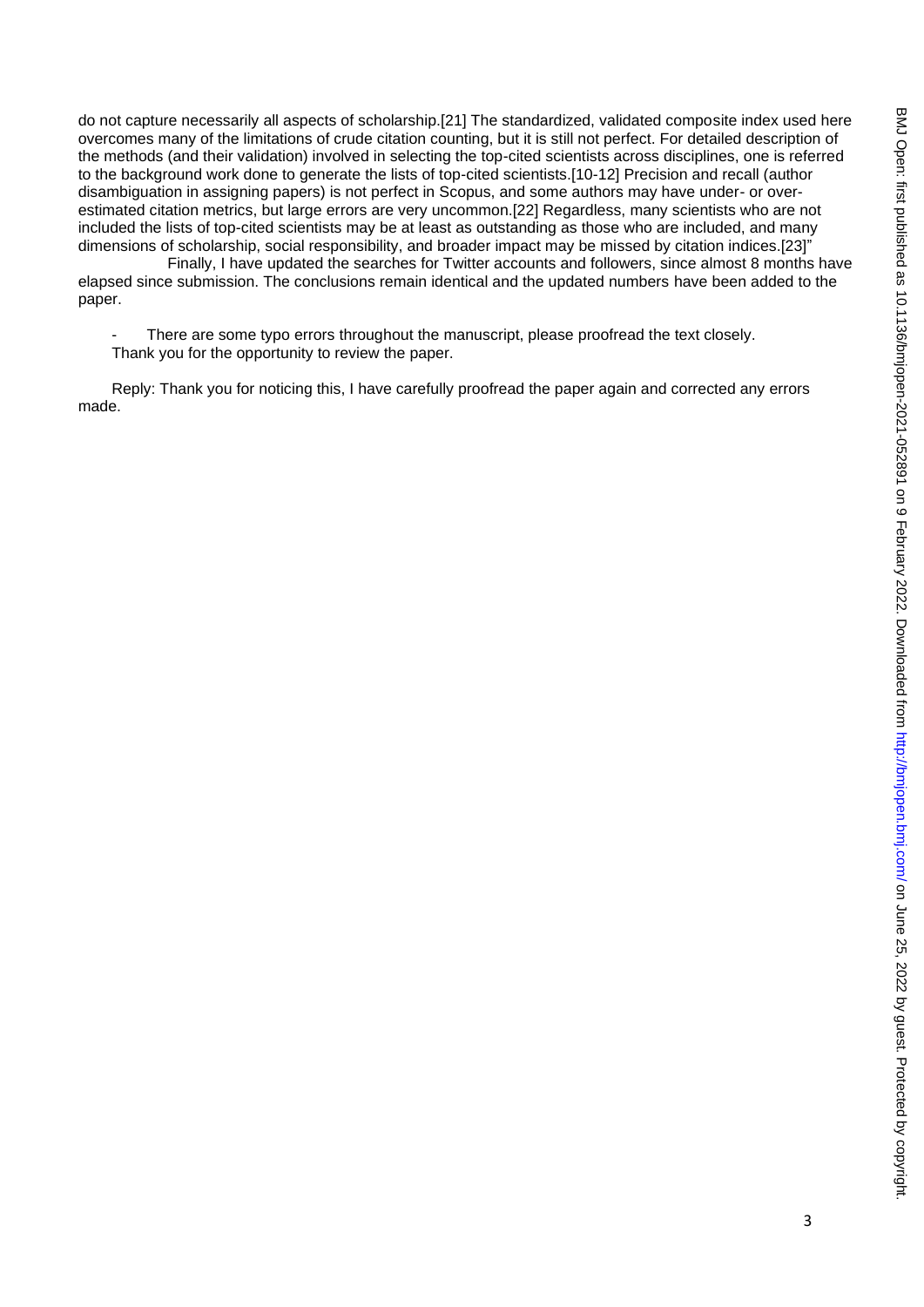do not capture necessarily all aspects of scholarship.[21] The standardized, validated composite index used here overcomes many of the limitations of crude citation counting, but it is still not perfect. For detailed description of the methods (and their validation) involved in selecting the top-cited scientists across disciplines, one is referred to the background work done to generate the lists of top-cited scientists.[10-12] Precision and recall (author disambiguation in assigning papers) is not perfect in Scopus, and some authors may have under- or over-estimated citation metrics, but large errors are very uncommon.[22] Regardless, many scientists who are not included the lists of top-cited scientists may be at least as outstanding as those who are included, and many dimensions of scholarship, social responsibility, and broader impact may be missed by citation indices.[23]"

Finally, I have updated the searches for Twitter accounts and followers, since almost 8 months have elapsed since submission. The conclusions remain identical and the updated numbers have been added to the paper.

- There are some typo errors throughout the manuscript, please proofread the text closely.

Thank you for the opportunity to review the paper.

Reply: Thank you for noticing this, I have carefully proofread the paper again and corrected any errors made.